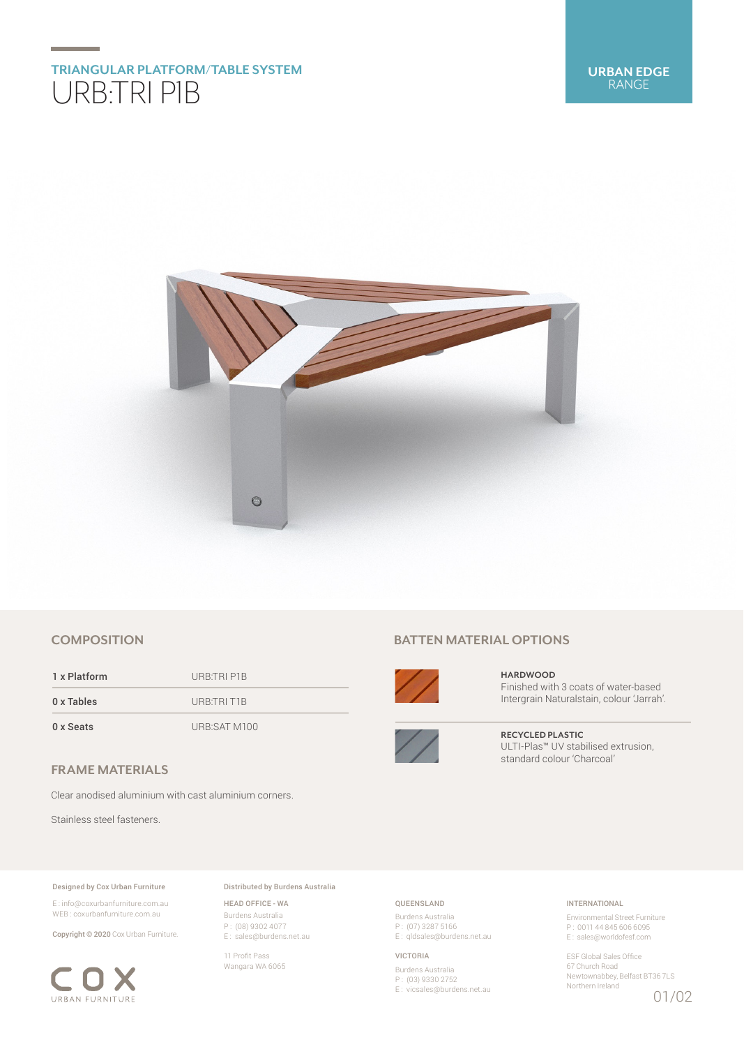## TRIANGULAR PLATFORM/TABLE SYSTEM

# URB:TRI P1B

**URBAN EDGE**
RANGE

## COMPOSITION

| | |
|---|---|
| 1 x Platform | URB:TRI P1B |
| 0 x Tables | URB:TRI T1B |
| 0 x Seats | URB:SAT M100 |

## FRAME MATERIALS

Clear anodised aluminium with cast aluminium corners.

Stainless steel fasteners.

## BATTEN MATERIAL OPTIONS

**HARDWOOD**
Finished with 3 coats of water-based Intergrain Naturalstain, colour 'Jarrah'.

**RECYCLED PLASTIC**
ULTI-Plas™ UV stabilised extrusion, standard colour 'Charcoal'

**Designed by Cox Urban Furniture**

E : info@coxurbanfurniture.com.au
WEB : coxurbanfurniture.com.au

**Copyright © 2020** Cox Urban Furniture.

COX
URBAN FURNITURE

**Distributed by Burdens Australia**

HEAD OFFICE - WA
Burdens Australia
P : (08) 9302 4077
E : sales@burdens.net.au

11 Profit Pass
Wangara WA 6065

QUEENSLAND
Burdens Australia
P : (07) 3287 5166
E : qldsales@burdens.net.au

VICTORIA
Burdens Australia
P : (03) 9330 2752
E : vicsales@burdens.net.au

INTERNATIONAL
Environmental Street Furniture
P : 0011 44 845 606 6095
E : sales@worldofesf.com

ESF Global Sales Office
67 Church Road
Newtownabbey, Belfast BT36 7LS
Northern Ireland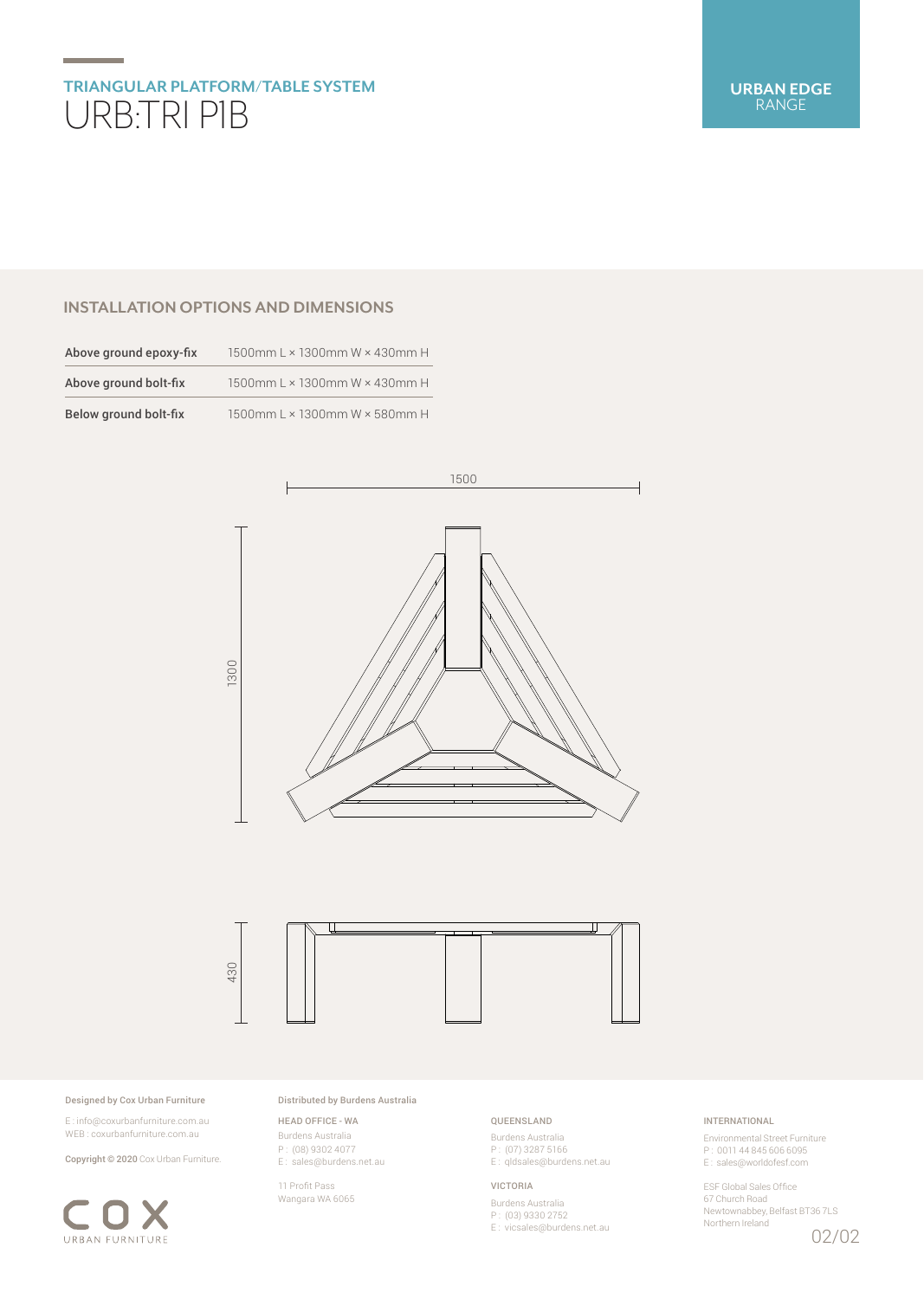### TRIANGULAR PLATFORM/TABLE SYSTEM

# URB:TRI P1B

**URBAN EDGE**
RANGE

## INSTALLATION OPTIONS AND DIMENSIONS

| | |
|---|---|
| Above ground epoxy-fix | 1500mm L × 1300mm W × 430mm H |
| Above ground bolt-fix | 1500mm L × 1300mm W × 430mm H |
| Below ground bolt-fix | 1500mm L × 1300mm W × 580mm H |

1500

1300

430

**Designed by Cox Urban Furniture**

E : info@coxurbanfurniture.com.au
WEB : coxurbanfurniture.com.au

**Copyright © 2020** Cox Urban Furniture.

COX
URBAN FURNITURE

**Distributed by Burdens Australia**

HEAD OFFICE - WA
Burdens Australia
P : (08) 9302 4077
E : sales@burdens.net.au

11 Profit Pass
Wangara WA 6065

QUEENSLAND
Burdens Australia
P : (07) 3287 5166
E : qldsales@burdens.net.au

VICTORIA
Burdens Australia
P : (03) 9330 2752
E : vicsales@burdens.net.au

INTERNATIONAL
Environmental Street Furniture
P : 0011 44 845 606 6095
E : sales@worldofesf.com

ESF Global Sales Office
67 Church Road
Newtownabbey, Belfast BT36 7LS
Northern Ireland